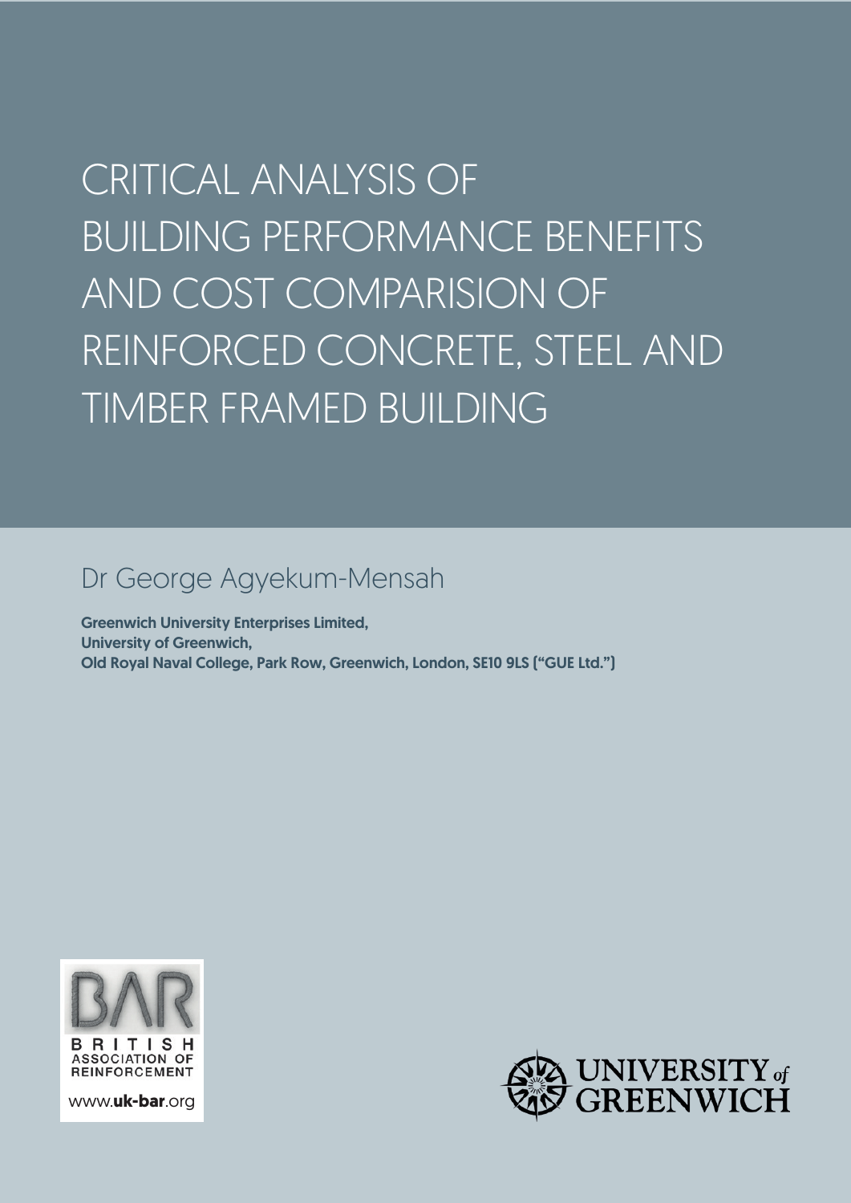# CRITICAL ANALYSIS OF BUILDING PERFORMANCE BENEFITS AND COST COMPARISION OF REINFORCED CONCRETE, STEEL AND TIMBER FRAMED BUILDING

Dr George Agyekum-Mensah

**Greenwich University Enterprises Limited,**
**University of Greenwich,**
**Old Royal Naval College, Park Row, Greenwich, London, SE10 9LS ("GUE Ltd.")**

BAR
BRITISH ASSOCIATION OF REINFORCEMENT
www.uk-bar.org

UNIVERSITY of GREENWICH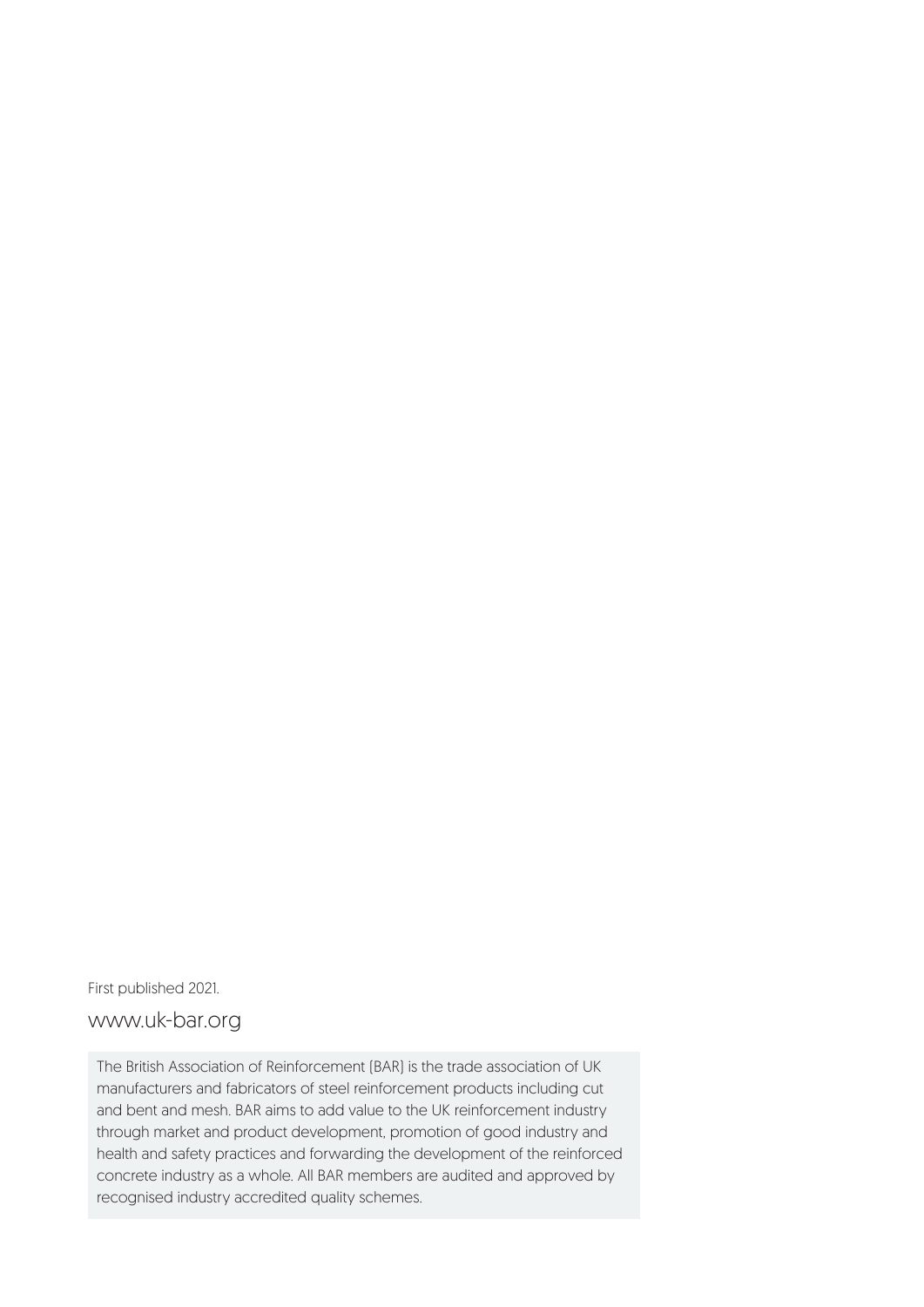First published 2021.

www.uk-bar.org

The British Association of Reinforcement (BAR) is the trade association of UK manufacturers and fabricators of steel reinforcement products including cut and bent and mesh. BAR aims to add value to the UK reinforcement industry through market and product development, promotion of good industry and health and safety practices and forwarding the development of the reinforced concrete industry as a whole. All BAR members are audited and approved by recognised industry accredited quality schemes.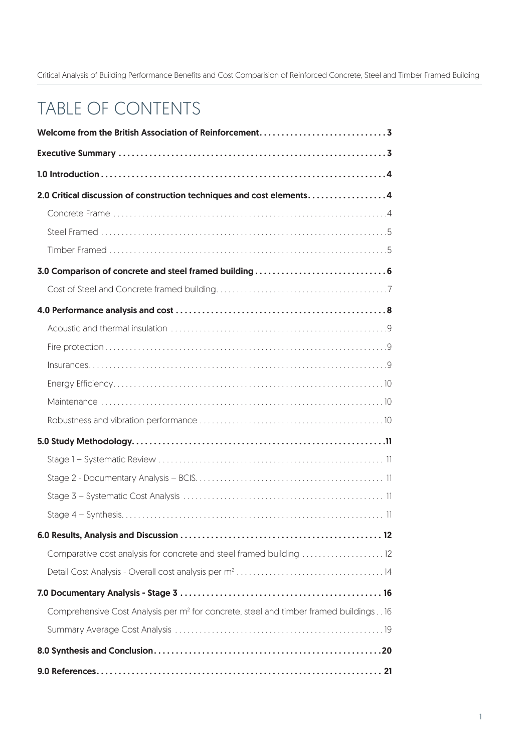# TABLE OF CONTENTS

**Welcome from the British Association of Reinforcement . . . . . 3**

**Executive Summary . . . . . 3**

**1.0 Introduction . . . . . 4**

**2.0 Critical discussion of construction techniques and cost elements . . . . . 4**

- Concrete Frame . . . . . 4
- Steel Framed . . . . . 5
- Timber Framed . . . . . 5

**3.0 Comparison of concrete and steel framed building . . . . . 6**

- Cost of Steel and Concrete framed building . . . . . 7

**4.0 Performance analysis and cost . . . . . 8**

- Acoustic and thermal insulation . . . . . 9
- Fire protection . . . . . 9
- Insurances . . . . . 9
- Energy Efficiency . . . . . 10
- Maintenance . . . . . 10
- Robustness and vibration performance . . . . . 10

**5.0 Study Methodology . . . . . 11**

- Stage 1 – Systematic Review . . . . . 11
- Stage 2 - Documentary Analysis – BCIS . . . . . 11
- Stage 3 – Systematic Cost Analysis . . . . . 11
- Stage 4 – Synthesis . . . . . 11

**6.0 Results, Analysis and Discussion . . . . . 12**

- Comparative cost analysis for concrete and steel framed building . . . . . 12
- Detail Cost Analysis - Overall cost analysis per m² . . . . . 14

**7.0 Documentary Analysis - Stage 3 . . . . . 16**

- Comprehensive Cost Analysis per m² for concrete, steel and timber framed buildings . . . . . 16
- Summary Average Cost Analysis . . . . . 19

**8.0 Synthesis and Conclusion . . . . . 20**

**9.0 References . . . . . 21**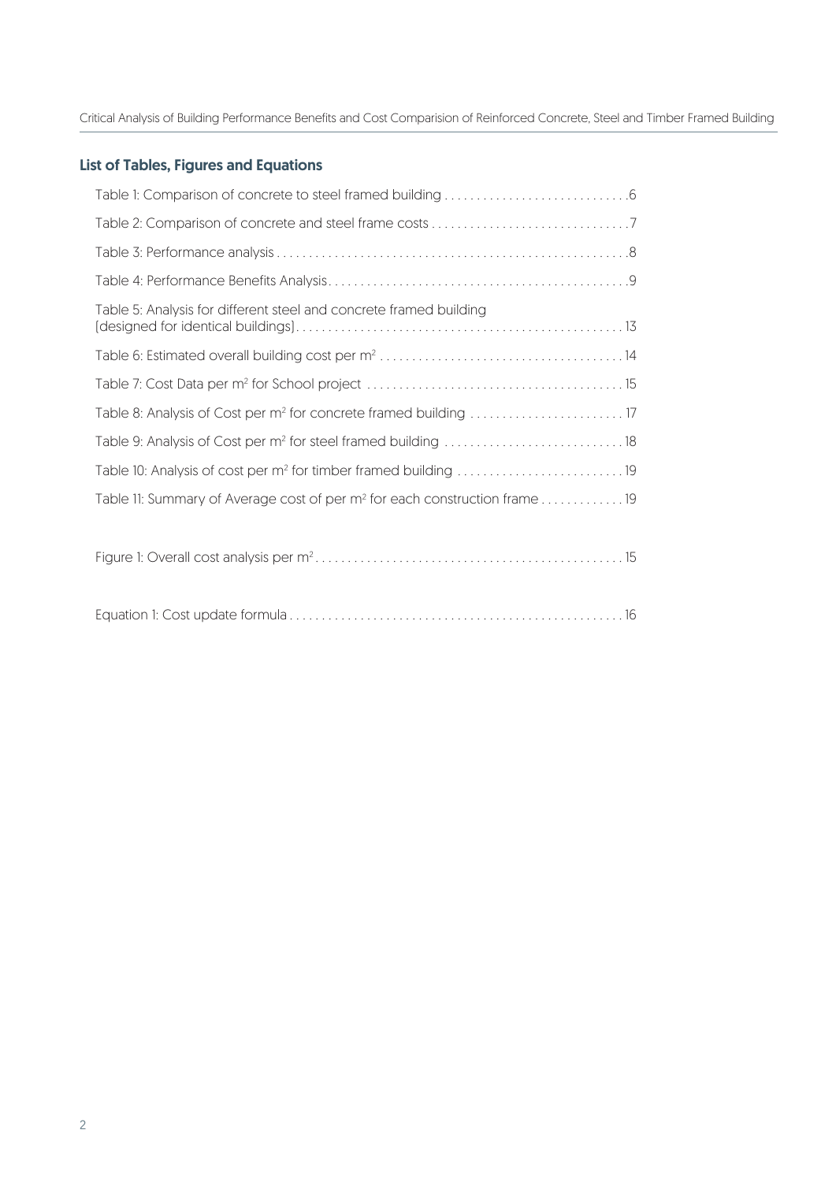## List of Tables, Figures and Equations

Table 1: Comparison of concrete to steel framed building . . . . . . . . . . . . . . . . . . . . . . . . . . . . . .6

Table 2: Comparison of concrete and steel frame costs . . . . . . . . . . . . . . . . . . . . . . . . . . . . . . .7

Table 3: Performance analysis . . . . . . . . . . . . . . . . . . . . . . . . . . . . . . . . . . . . . . . . . . . . . . . . . . . . . .8

Table 4: Performance Benefits Analysis. . . . . . . . . . . . . . . . . . . . . . . . . . . . . . . . . . . . . . . . . . . . . . .9

Table 5: Analysis for different steel and concrete framed building (designed for identical buildings). . . . . . . . . . . . . . . . . . . . . . . . . . . . . . . . . . . . . . . . . . . . . . . . . . . 13

Table 6: Estimated overall building cost per m² . . . . . . . . . . . . . . . . . . . . . . . . . . . . . . . . . . . . . . 14

Table 7: Cost Data per m² for School project . . . . . . . . . . . . . . . . . . . . . . . . . . . . . . . . . . . . . . . . 15

Table 8: Analysis of Cost per m² for concrete framed building . . . . . . . . . . . . . . . . . . . . . . . . 17

Table 9: Analysis of Cost per m² for steel framed building . . . . . . . . . . . . . . . . . . . . . . . . . . . . 18

Table 10: Analysis of cost per m² for timber framed building . . . . . . . . . . . . . . . . . . . . . . . . . . 19

Table 11: Summary of Average cost of per m² for each construction frame . . . . . . . . . . . . . 19

Figure 1: Overall cost analysis per m². . . . . . . . . . . . . . . . . . . . . . . . . . . . . . . . . . . . . . . . . . . . . . . . 15

Equation 1: Cost update formula . . . . . . . . . . . . . . . . . . . . . . . . . . . . . . . . . . . . . . . . . . . . . . . . . . . . 16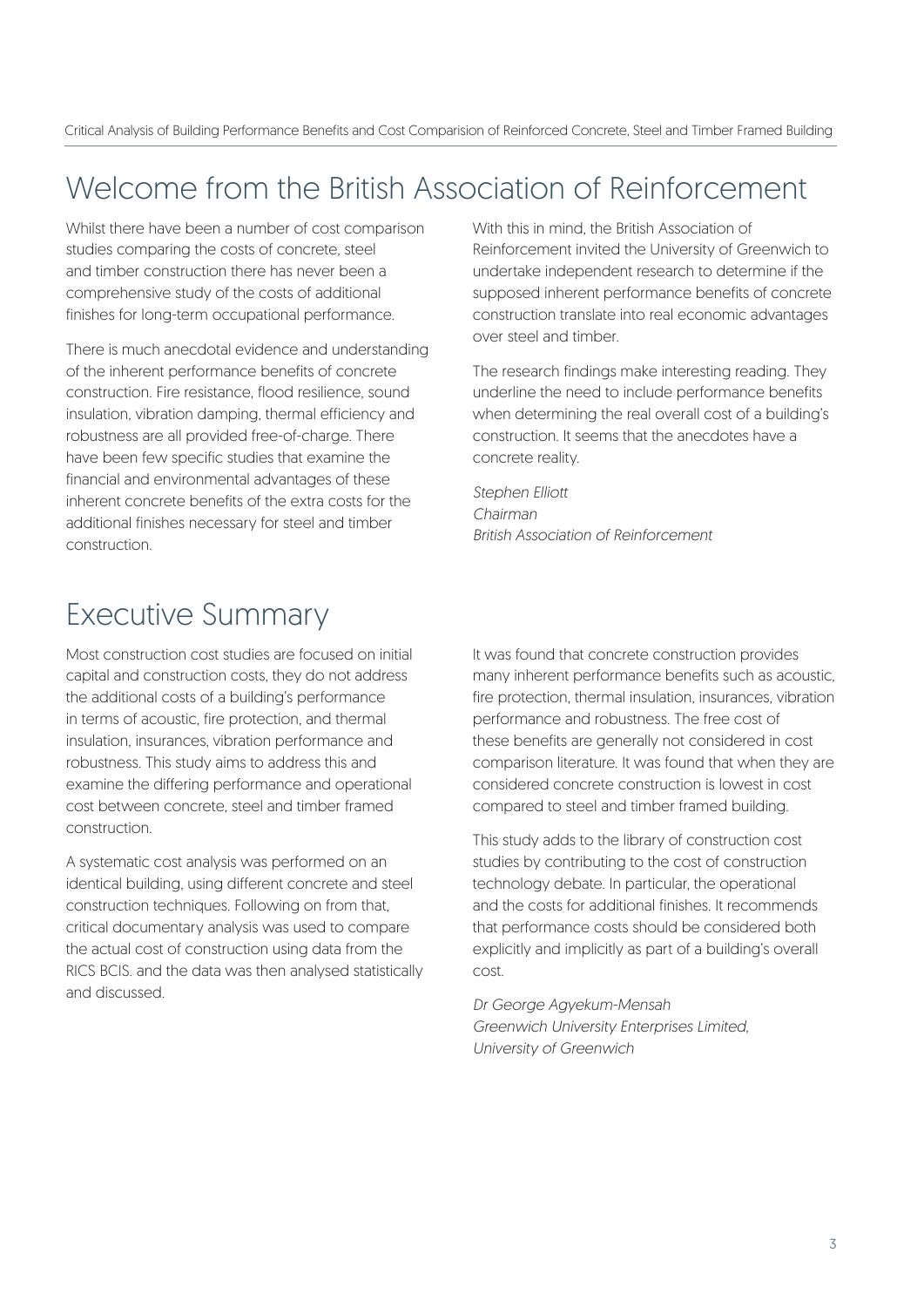## Welcome from the British Association of Reinforcement

Whilst there have been a number of cost comparison studies comparing the costs of concrete, steel and timber construction there has never been a comprehensive study of the costs of additional finishes for long-term occupational performance.

There is much anecdotal evidence and understanding of the inherent performance benefits of concrete construction. Fire resistance, flood resilience, sound insulation, vibration damping, thermal efficiency and robustness are all provided free-of-charge. There have been few specific studies that examine the financial and environmental advantages of these inherent concrete benefits of the extra costs for the additional finishes necessary for steel and timber construction.

With this in mind, the British Association of Reinforcement invited the University of Greenwich to undertake independent research to determine if the supposed inherent performance benefits of concrete construction translate into real economic advantages over steel and timber.

The research findings make interesting reading. They underline the need to include performance benefits when determining the real overall cost of a building's construction. It seems that the anecdotes have a concrete reality.

*Stephen Elliott*
*Chairman*
*British Association of Reinforcement*

## Executive Summary

Most construction cost studies are focused on initial capital and construction costs, they do not address the additional costs of a building's performance in terms of acoustic, fire protection, and thermal insulation, insurances, vibration performance and robustness. This study aims to address this and examine the differing performance and operational cost between concrete, steel and timber framed construction.

A systematic cost analysis was performed on an identical building, using different concrete and steel construction techniques. Following on from that, critical documentary analysis was used to compare the actual cost of construction using data from the RICS BCIS. and the data was then analysed statistically and discussed.

It was found that concrete construction provides many inherent performance benefits such as acoustic, fire protection, thermal insulation, insurances, vibration performance and robustness. The free cost of these benefits are generally not considered in cost comparison literature. It was found that when they are considered concrete construction is lowest in cost compared to steel and timber framed building.

This study adds to the library of construction cost studies by contributing to the cost of construction technology debate. In particular, the operational and the costs for additional finishes. It recommends that performance costs should be considered both explicitly and implicitly as part of a building's overall cost.

*Dr George Agyekum-Mensah*
*Greenwich University Enterprises Limited,*
*University of Greenwich*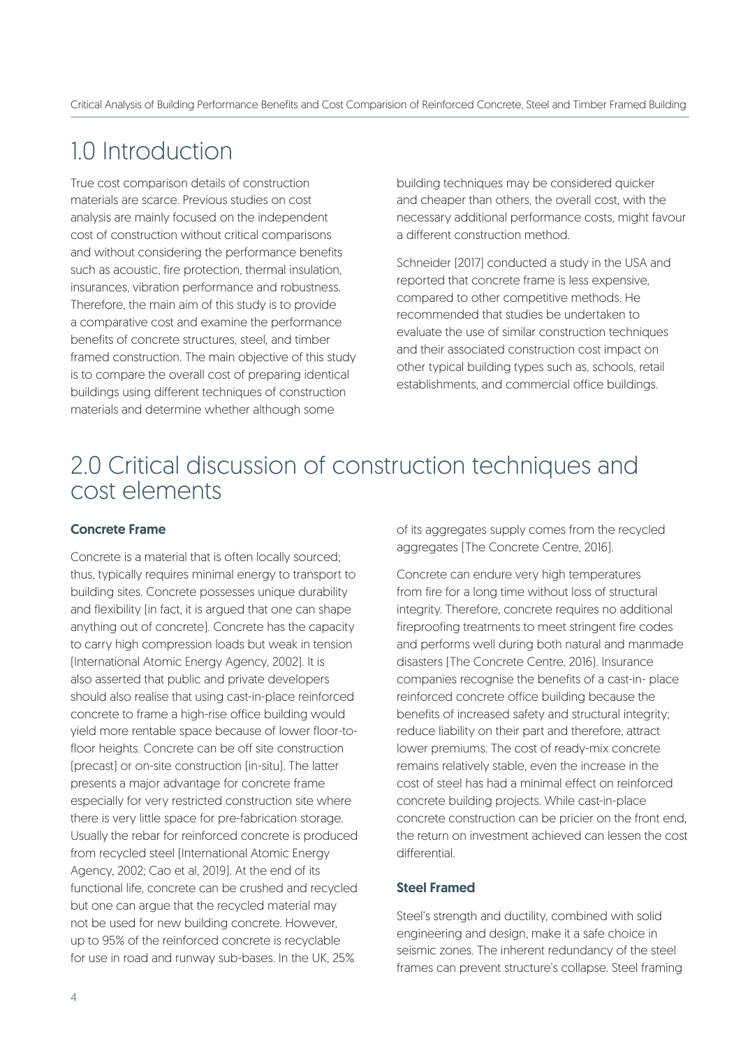# 1.0 Introduction

True cost comparison details of construction materials are scarce. Previous studies on cost analysis are mainly focused on the independent cost of construction without critical comparisons and without considering the performance benefits such as acoustic, fire protection, thermal insulation, insurances, vibration performance and robustness. Therefore, the main aim of this study is to provide a comparative cost and examine the performance benefits of concrete structures, steel, and timber framed construction. The main objective of this study is to compare the overall cost of preparing identical buildings using different techniques of construction materials and determine whether although some building techniques may be considered quicker and cheaper than others, the overall cost, with the necessary additional performance costs, might favour a different construction method.

Schneider (2017) conducted a study in the USA and reported that concrete frame is less expensive, compared to other competitive methods. He recommended that studies be undertaken to evaluate the use of similar construction techniques and their associated construction cost impact on other typical building types such as, schools, retail establishments, and commercial office buildings.

# 2.0 Critical discussion of construction techniques and cost elements

### Concrete Frame

Concrete is a material that is often locally sourced; thus, typically requires minimal energy to transport to building sites. Concrete possesses unique durability and flexibility (in fact, it is argued that one can shape anything out of concrete). Concrete has the capacity to carry high compression loads but weak in tension (International Atomic Energy Agency, 2002). It is also asserted that public and private developers should also realise that using cast-in-place reinforced concrete to frame a high-rise office building would yield more rentable space because of lower floor-to-floor heights. Concrete can be off site construction (precast) or on-site construction (in-situ). The latter presents a major advantage for concrete frame especially for very restricted construction site where there is very little space for pre-fabrication storage. Usually the rebar for reinforced concrete is produced from recycled steel (International Atomic Energy Agency, 2002; Cao et al, 2019). At the end of its functional life, concrete can be crushed and recycled but one can argue that the recycled material may not be used for new building concrete. However, up to 95% of the reinforced concrete is recyclable for use in road and runway sub-bases. In the UK, 25% of its aggregates supply comes from the recycled aggregates (The Concrete Centre, 2016).

Concrete can endure very high temperatures from fire for a long time without loss of structural integrity. Therefore, concrete requires no additional fireproofing treatments to meet stringent fire codes and performs well during both natural and manmade disasters (The Concrete Centre, 2016). Insurance companies recognise the benefits of a cast-in- place reinforced concrete office building because the benefits of increased safety and structural integrity; reduce liability on their part and therefore, attract lower premiums. The cost of ready-mix concrete remains relatively stable, even the increase in the cost of steel has had a minimal effect on reinforced concrete building projects. While cast-in-place concrete construction can be pricier on the front end, the return on investment achieved can lessen the cost differential.

### Steel Framed

Steel's strength and ductility, combined with solid engineering and design, make it a safe choice in seismic zones. The inherent redundancy of the steel frames can prevent structure's collapse. Steel framing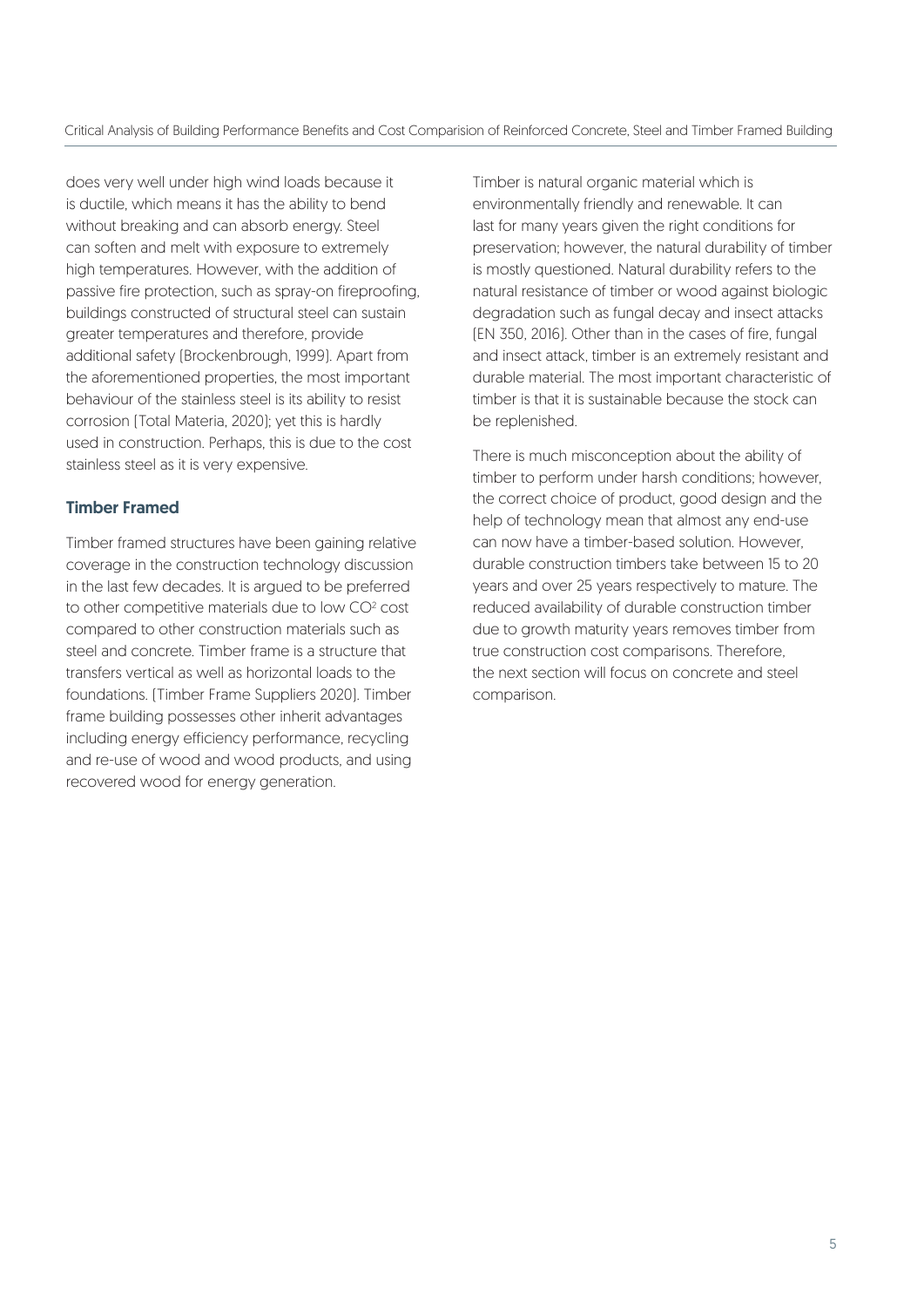does very well under high wind loads because it is ductile, which means it has the ability to bend without breaking and can absorb energy. Steel can soften and melt with exposure to extremely high temperatures. However, with the addition of passive fire protection, such as spray-on fireproofing, buildings constructed of structural steel can sustain greater temperatures and therefore, provide additional safety (Brockenbrough, 1999). Apart from the aforementioned properties, the most important behaviour of the stainless steel is its ability to resist corrosion (Total Materia, 2020); yet this is hardly used in construction. Perhaps, this is due to the cost stainless steel as it is very expensive.

### Timber Framed

Timber framed structures have been gaining relative coverage in the construction technology discussion in the last few decades. It is argued to be preferred to other competitive materials due to low $CO^2$ cost compared to other construction materials such as steel and concrete. Timber frame is a structure that transfers vertical as well as horizontal loads to the foundations. (Timber Frame Suppliers 2020). Timber frame building possesses other inherit advantages including energy efficiency performance, recycling and re-use of wood and wood products, and using recovered wood for energy generation.

Timber is natural organic material which is environmentally friendly and renewable. It can last for many years given the right conditions for preservation; however, the natural durability of timber is mostly questioned. Natural durability refers to the natural resistance of timber or wood against biologic degradation such as fungal decay and insect attacks (EN 350, 2016). Other than in the cases of fire, fungal and insect attack, timber is an extremely resistant and durable material. The most important characteristic of timber is that it is sustainable because the stock can be replenished.

There is much misconception about the ability of timber to perform under harsh conditions; however, the correct choice of product, good design and the help of technology mean that almost any end-use can now have a timber-based solution. However, durable construction timbers take between 15 to 20 years and over 25 years respectively to mature. The reduced availability of durable construction timber due to growth maturity years removes timber from true construction cost comparisons. Therefore, the next section will focus on concrete and steel comparison.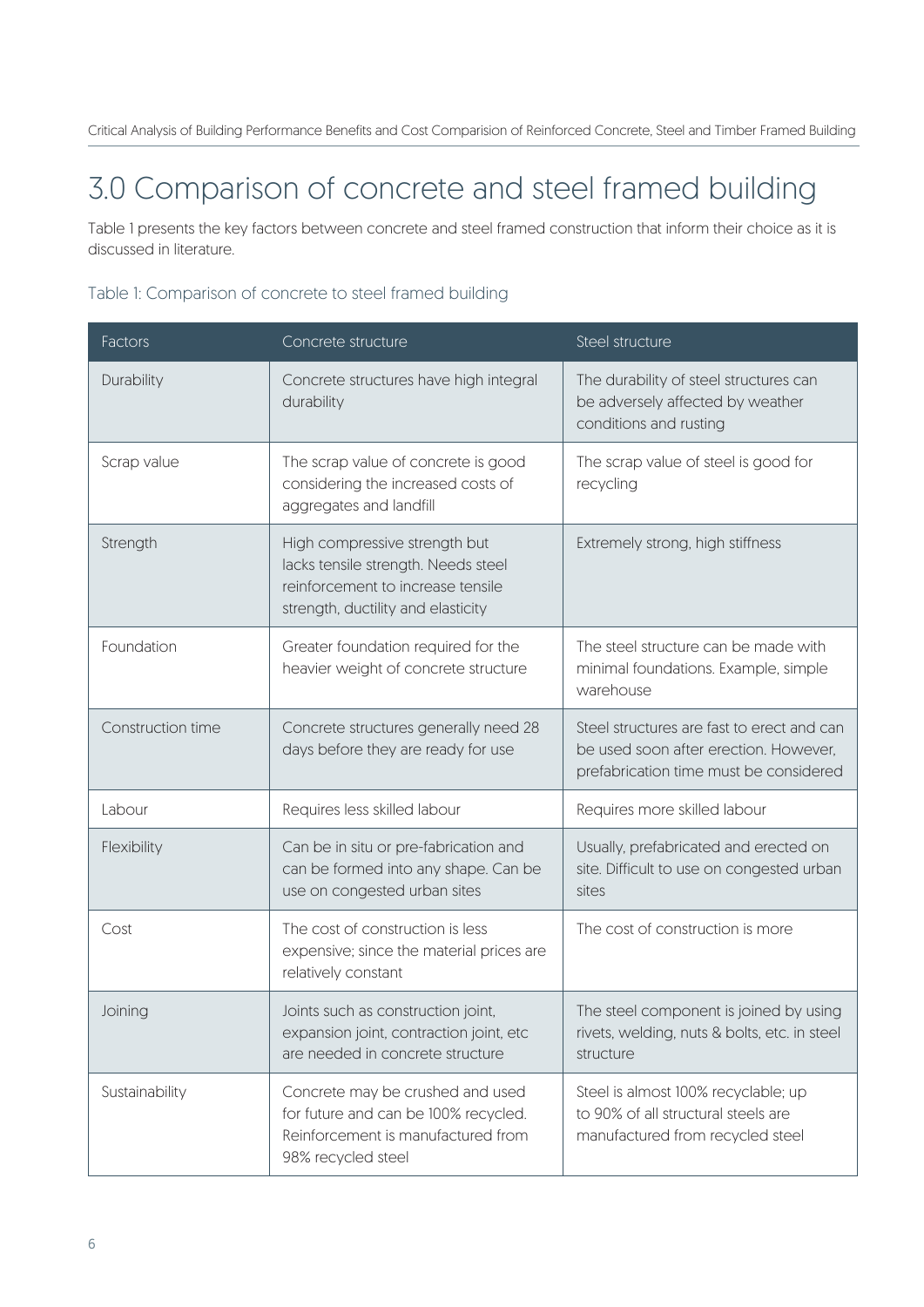# 3.0 Comparison of concrete and steel framed building

Table 1 presents the key factors between concrete and steel framed construction that inform their choice as it is discussed in literature.

Table 1: Comparison of concrete to steel framed building

| Factors | Concrete structure | Steel structure |
|---|---|---|
| Durability | Concrete structures have high integral durability | The durability of steel structures can be adversely affected by weather conditions and rusting |
| Scrap value | The scrap value of concrete is good considering the increased costs of aggregates and landfill | The scrap value of steel is good for recycling |
| Strength | High compressive strength but lacks tensile strength. Needs steel reinforcement to increase tensile strength, ductility and elasticity | Extremely strong, high stiffness |
| Foundation | Greater foundation required for the heavier weight of concrete structure | The steel structure can be made with minimal foundations. Example, simple warehouse |
| Construction time | Concrete structures generally need 28 days before they are ready for use | Steel structures are fast to erect and can be used soon after erection. However, prefabrication time must be considered |
| Labour | Requires less skilled labour | Requires more skilled labour |
| Flexibility | Can be in situ or pre-fabrication and can be formed into any shape. Can be use on congested urban sites | Usually, prefabricated and erected on site. Difficult to use on congested urban sites |
| Cost | The cost of construction is less expensive; since the material prices are relatively constant | The cost of construction is more |
| Joining | Joints such as construction joint, expansion joint, contraction joint, etc are needed in concrete structure | The steel component is joined by using rivets, welding, nuts & bolts, etc. in steel structure |
| Sustainability | Concrete may be crushed and used for future and can be 100% recycled. Reinforcement is manufactured from 98% recycled steel | Steel is almost 100% recyclable; up to 90% of all structural steels are manufactured from recycled steel |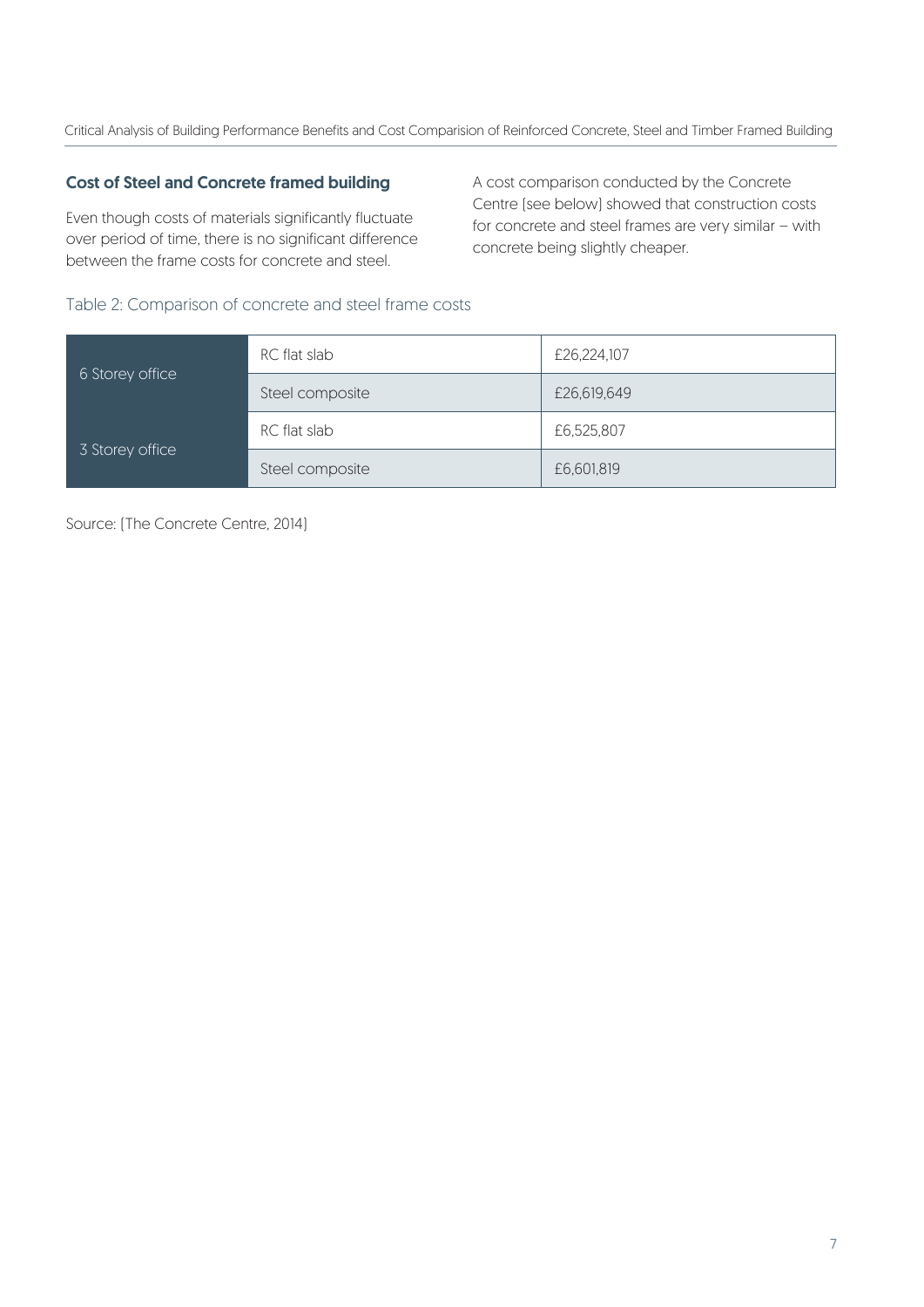### Cost of Steel and Concrete framed building

Even though costs of materials significantly fluctuate over period of time, there is no significant difference between the frame costs for concrete and steel.

A cost comparison conducted by the Concrete Centre (see below) showed that construction costs for concrete and steel frames are very similar – with concrete being slightly cheaper.

Table 2: Comparison of concrete and steel frame costs

| | | |
|---|---|---|
| 6 Storey office | RC flat slab | £26,224,107 |
| | Steel composite | £26,619,649 |
| 3 Storey office | RC flat slab | £6,525,807 |
| | Steel composite | £6,601,819 |

Source: (The Concrete Centre, 2014)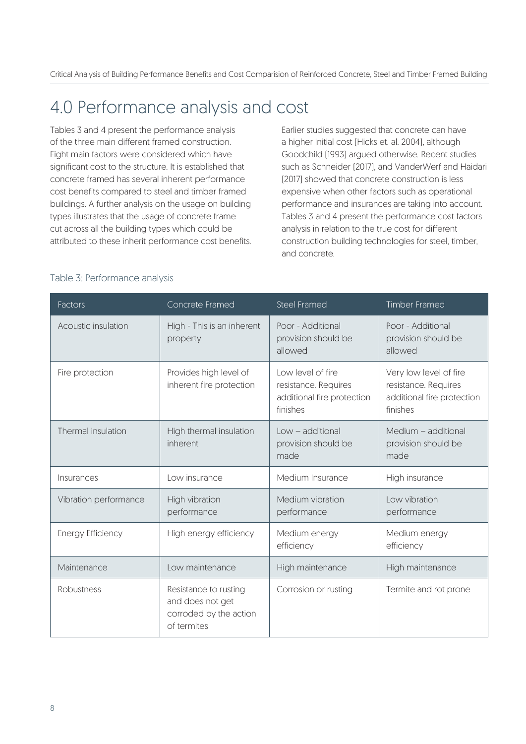# 4.0 Performance analysis and cost

Tables 3 and 4 present the performance analysis of the three main different framed construction. Eight main factors were considered which have significant cost to the structure. It is established that concrete framed has several inherent performance cost benefits compared to steel and timber framed buildings. A further analysis on the usage on building types illustrates that the usage of concrete frame cut across all the building types which could be attributed to these inherit performance cost benefits.

Earlier studies suggested that concrete can have a higher initial cost [Hicks et. al. 2004], although Goodchild [1993] argued otherwise. Recent studies such as Schneider [2017], and VanderWerf and Haidari [2017] showed that concrete construction is less expensive when other factors such as operational performance and insurances are taking into account. Tables 3 and 4 present the performance cost factors analysis in relation to the true cost for different construction building technologies for steel, timber, and concrete.

Table 3: Performance analysis

| Factors | Concrete Framed | Steel Framed | Timber Framed |
|---|---|---|---|
| Acoustic insulation | High - This is an inherent property | Poor - Additional provision should be allowed | Poor - Additional provision should be allowed |
| Fire protection | Provides high level of inherent fire protection | Low level of fire resistance. Requires additional fire protection finishes | Very low level of fire resistance. Requires additional fire protection finishes |
| Thermal insulation | High thermal insulation inherent | Low – additional provision should be made | Medium – additional provision should be made |
| Insurances | Low insurance | Medium Insurance | High insurance |
| Vibration performance | High vibration performance | Medium vibration performance | Low vibration performance |
| Energy Efficiency | High energy efficiency | Medium energy efficiency | Medium energy efficiency |
| Maintenance | Low maintenance | High maintenance | High maintenance |
| Robustness | Resistance to rusting and does not get corroded by the action of termites | Corrosion or rusting | Termite and rot prone |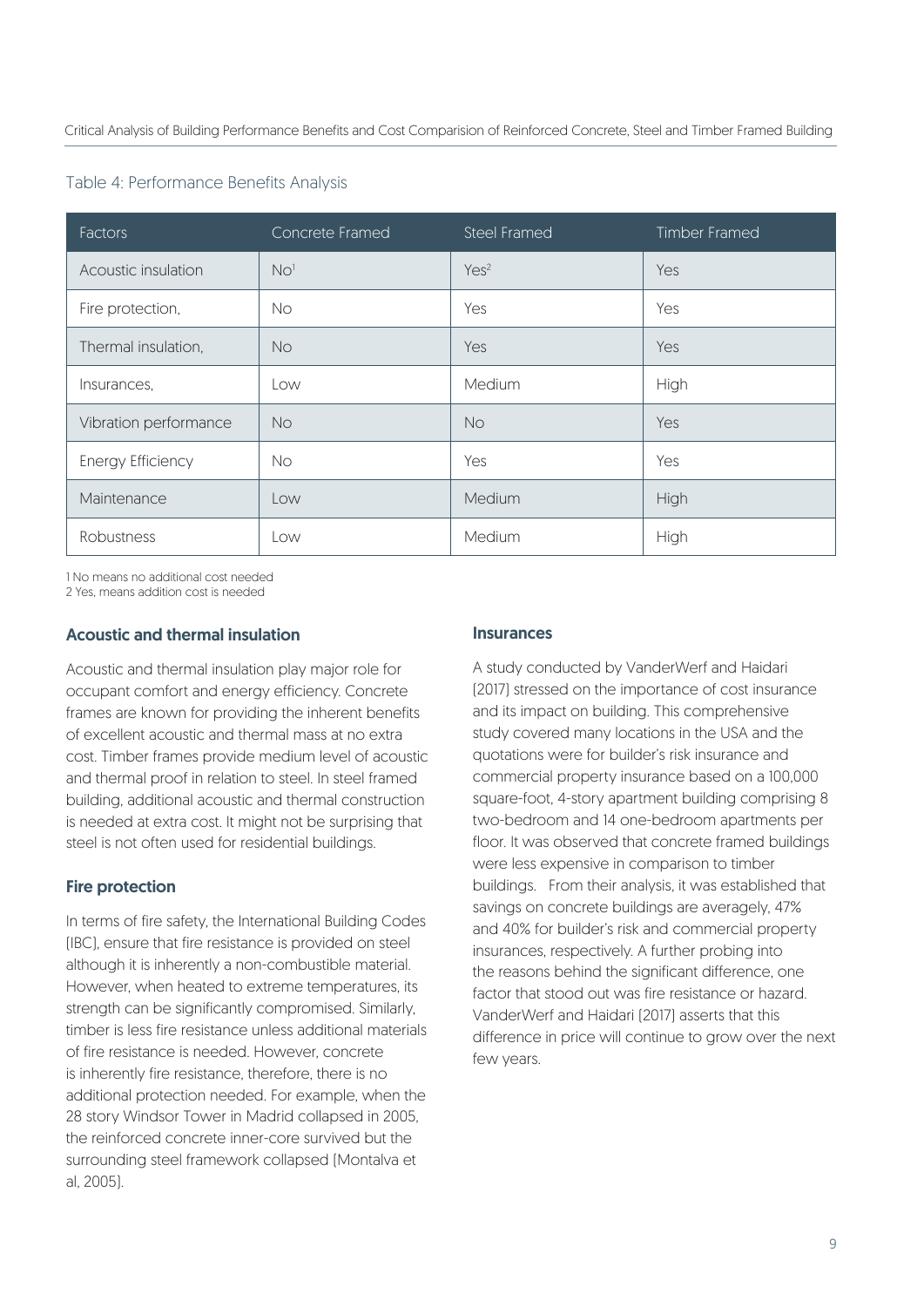Table 4: Performance Benefits Analysis

| Factors | Concrete Framed | Steel Framed | Timber Framed |
|---|---|---|---|
| Acoustic insulation | No[1] | Yes[2] | Yes |
| Fire protection, | No | Yes | Yes |
| Thermal insulation, | No | Yes | Yes |
| Insurances, | Low | Medium | High |
| Vibration performance | No | No | Yes |
| Energy Efficiency | No | Yes | Yes |
| Maintenance | Low | Medium | High |
| Robustness | Low | Medium | High |

1 No means no additional cost needed
2 Yes, means addition cost is needed

### Acoustic and thermal insulation

Acoustic and thermal insulation play major role for occupant comfort and energy efficiency. Concrete frames are known for providing the inherent benefits of excellent acoustic and thermal mass at no extra cost. Timber frames provide medium level of acoustic and thermal proof in relation to steel. In steel framed building, additional acoustic and thermal construction is needed at extra cost. It might not be surprising that steel is not often used for residential buildings.

### Fire protection

In terms of fire safety, the International Building Codes (IBC), ensure that fire resistance is provided on steel although it is inherently a non-combustible material. However, when heated to extreme temperatures, its strength can be significantly compromised. Similarly, timber is less fire resistance unless additional materials of fire resistance is needed. However, concrete is inherently fire resistance, therefore, there is no additional protection needed. For example, when the 28 story Windsor Tower in Madrid collapsed in 2005, the reinforced concrete inner-core survived but the surrounding steel framework collapsed (Montalva et al, 2005).

### Insurances

A study conducted by VanderWerf and Haidari (2017) stressed on the importance of cost insurance and its impact on building. This comprehensive study covered many locations in the USA and the quotations were for builder's risk insurance and commercial property insurance based on a 100,000 square-foot, 4-story apartment building comprising 8 two-bedroom and 14 one-bedroom apartments per floor. It was observed that concrete framed buildings were less expensive in comparison to timber buildings. From their analysis, it was established that savings on concrete buildings are averagely, 47% and 40% for builder's risk and commercial property insurances, respectively. A further probing into the reasons behind the significant difference, one factor that stood out was fire resistance or hazard. VanderWerf and Haidari (2017) asserts that this difference in price will continue to grow over the next few years.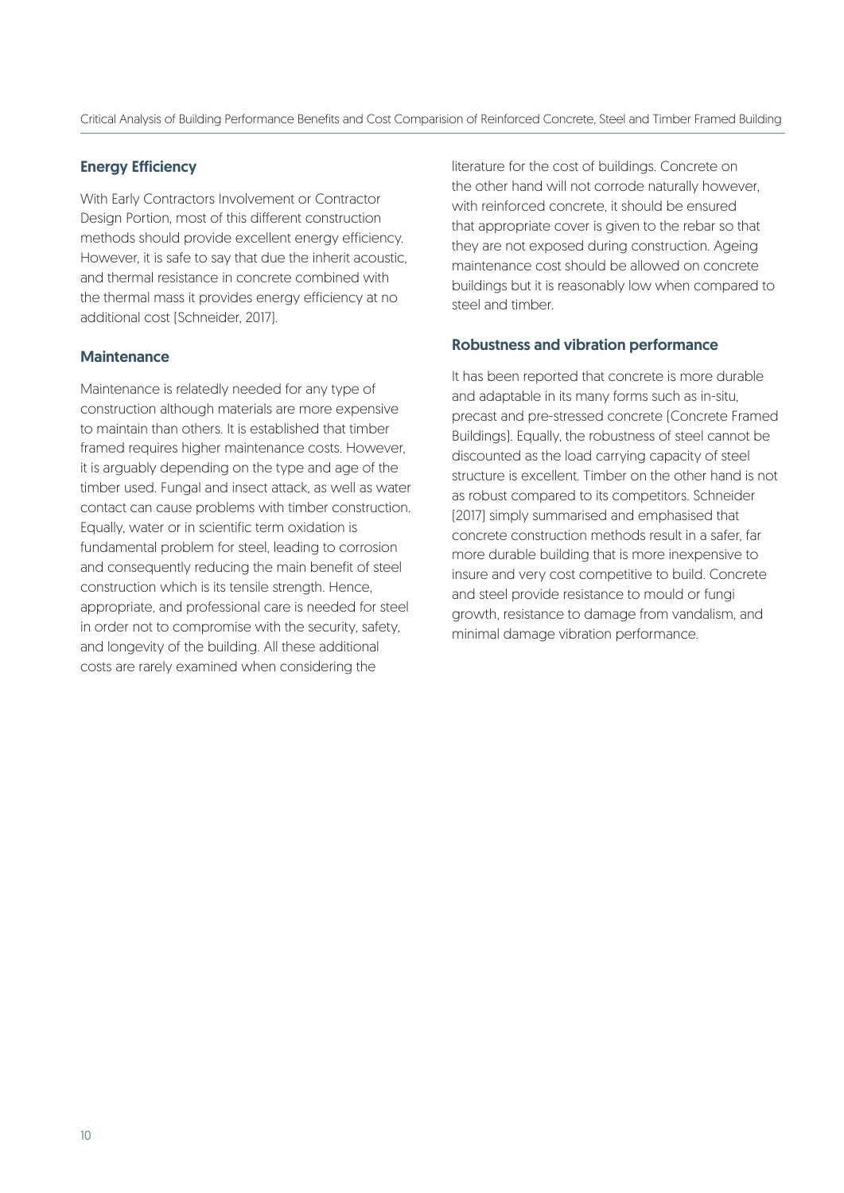## Energy Efficiency

With Early Contractors Involvement or Contractor Design Portion, most of this different construction methods should provide excellent energy efficiency. However, it is safe to say that due the inherit acoustic, and thermal resistance in concrete combined with the thermal mass it provides energy efficiency at no additional cost (Schneider, 2017).

## Maintenance

Maintenance is relatedly needed for any type of construction although materials are more expensive to maintain than others. It is established that timber framed requires higher maintenance costs. However, it is arguably depending on the type and age of the timber used. Fungal and insect attack, as well as water contact can cause problems with timber construction. Equally, water or in scientific term oxidation is fundamental problem for steel, leading to corrosion and consequently reducing the main benefit of steel construction which is its tensile strength. Hence, appropriate, and professional care is needed for steel in order not to compromise with the security, safety, and longevity of the building. All these additional costs are rarely examined when considering the literature for the cost of buildings. Concrete on the other hand will not corrode naturally however, with reinforced concrete, it should be ensured that appropriate cover is given to the rebar so that they are not exposed during construction. Ageing maintenance cost should be allowed on concrete buildings but it is reasonably low when compared to steel and timber.

## Robustness and vibration performance

It has been reported that concrete is more durable and adaptable in its many forms such as in-situ, precast and pre-stressed concrete (Concrete Framed Buildings). Equally, the robustness of steel cannot be discounted as the load carrying capacity of steel structure is excellent. Timber on the other hand is not as robust compared to its competitors. Schneider (2017) simply summarised and emphasised that concrete construction methods result in a safer, far more durable building that is more inexpensive to insure and very cost competitive to build. Concrete and steel provide resistance to mould or fungi growth, resistance to damage from vandalism, and minimal damage vibration performance.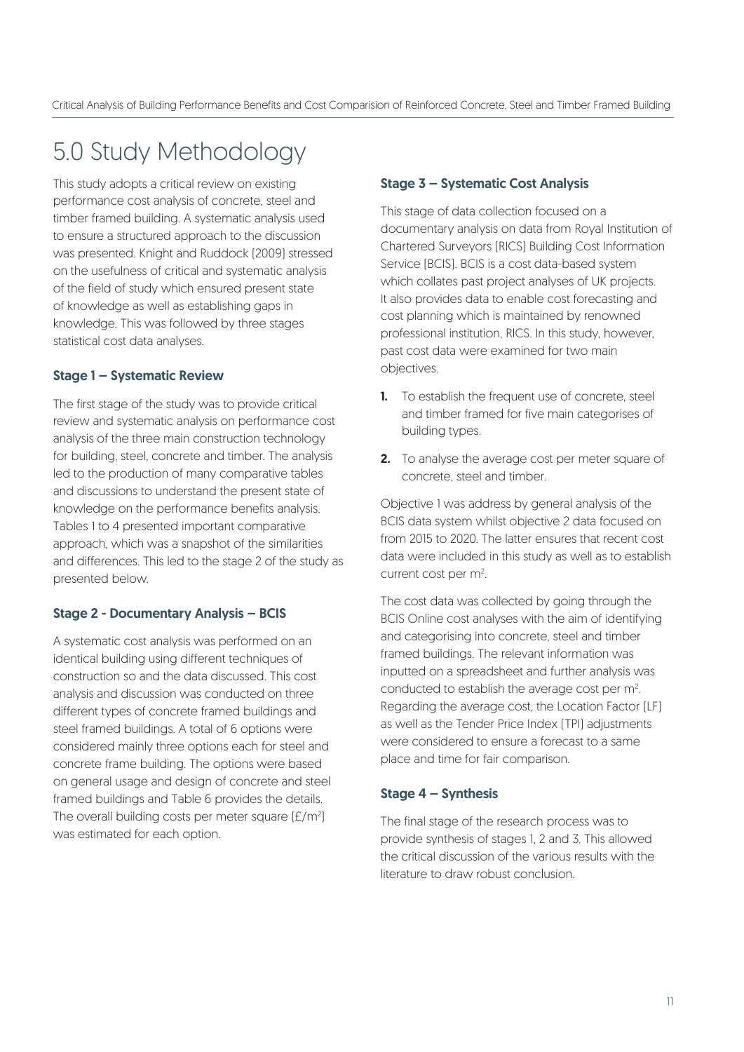# 5.0 Study Methodology

This study adopts a critical review on existing performance cost analysis of concrete, steel and timber framed building. A systematic analysis used to ensure a structured approach to the discussion was presented. Knight and Ruddock (2009) stressed on the usefulness of critical and systematic analysis of the field of study which ensured present state of knowledge as well as establishing gaps in knowledge. This was followed by three stages statistical cost data analyses.

### Stage 1 – Systematic Review

The first stage of the study was to provide critical review and systematic analysis on performance cost analysis of the three main construction technology for building, steel, concrete and timber. The analysis led to the production of many comparative tables and discussions to understand the present state of knowledge on the performance benefits analysis. Tables 1 to 4 presented important comparative approach, which was a snapshot of the similarities and differences. This led to the stage 2 of the study as presented below.

### Stage 2 - Documentary Analysis – BCIS

A systematic cost analysis was performed on an identical building using different techniques of construction so and the data discussed. This cost analysis and discussion was conducted on three different types of concrete framed buildings and steel framed buildings. A total of 6 options were considered mainly three options each for steel and concrete frame building. The options were based on general usage and design of concrete and steel framed buildings and Table 6 provides the details. The overall building costs per meter square (£/m$^2$) was estimated for each option.

### Stage 3 – Systematic Cost Analysis

This stage of data collection focused on a documentary analysis on data from Royal Institution of Chartered Surveyors (RICS) Building Cost Information Service (BCIS). BCIS is a cost data-based system which collates past project analyses of UK projects. It also provides data to enable cost forecasting and cost planning which is maintained by renowned professional institution, RICS. In this study, however, past cost data were examined for two main objectives.

1. To establish the frequent use of concrete, steel and timber framed for five main categorises of building types.
2. To analyse the average cost per meter square of concrete, steel and timber.

Objective 1 was address by general analysis of the BCIS data system whilst objective 2 data focused on from 2015 to 2020. The latter ensures that recent cost data were included in this study as well as to establish current cost per m$^2$.

The cost data was collected by going through the BCIS Online cost analyses with the aim of identifying and categorising into concrete, steel and timber framed buildings. The relevant information was inputted on a spreadsheet and further analysis was conducted to establish the average cost per m$^2$. Regarding the average cost, the Location Factor (LF) as well as the Tender Price Index (TPI) adjustments were considered to ensure a forecast to a same place and time for fair comparison.

### Stage 4 – Synthesis

The final stage of the research process was to provide synthesis of stages 1, 2 and 3. This allowed the critical discussion of the various results with the literature to draw robust conclusion.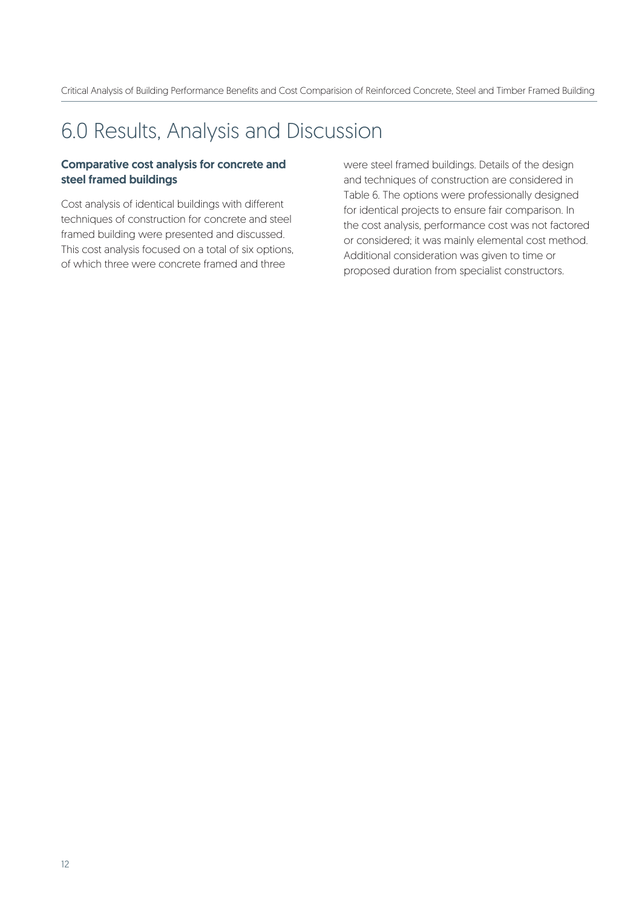# 6.0 Results, Analysis and Discussion

### Comparative cost analysis for concrete and steel framed buildings

Cost analysis of identical buildings with different techniques of construction for concrete and steel framed building were presented and discussed. This cost analysis focused on a total of six options, of which three were concrete framed and three were steel framed buildings. Details of the design and techniques of construction are considered in Table 6. The options were professionally designed for identical projects to ensure fair comparison. In the cost analysis, performance cost was not factored or considered; it was mainly elemental cost method. Additional consideration was given to time or proposed duration from specialist constructors.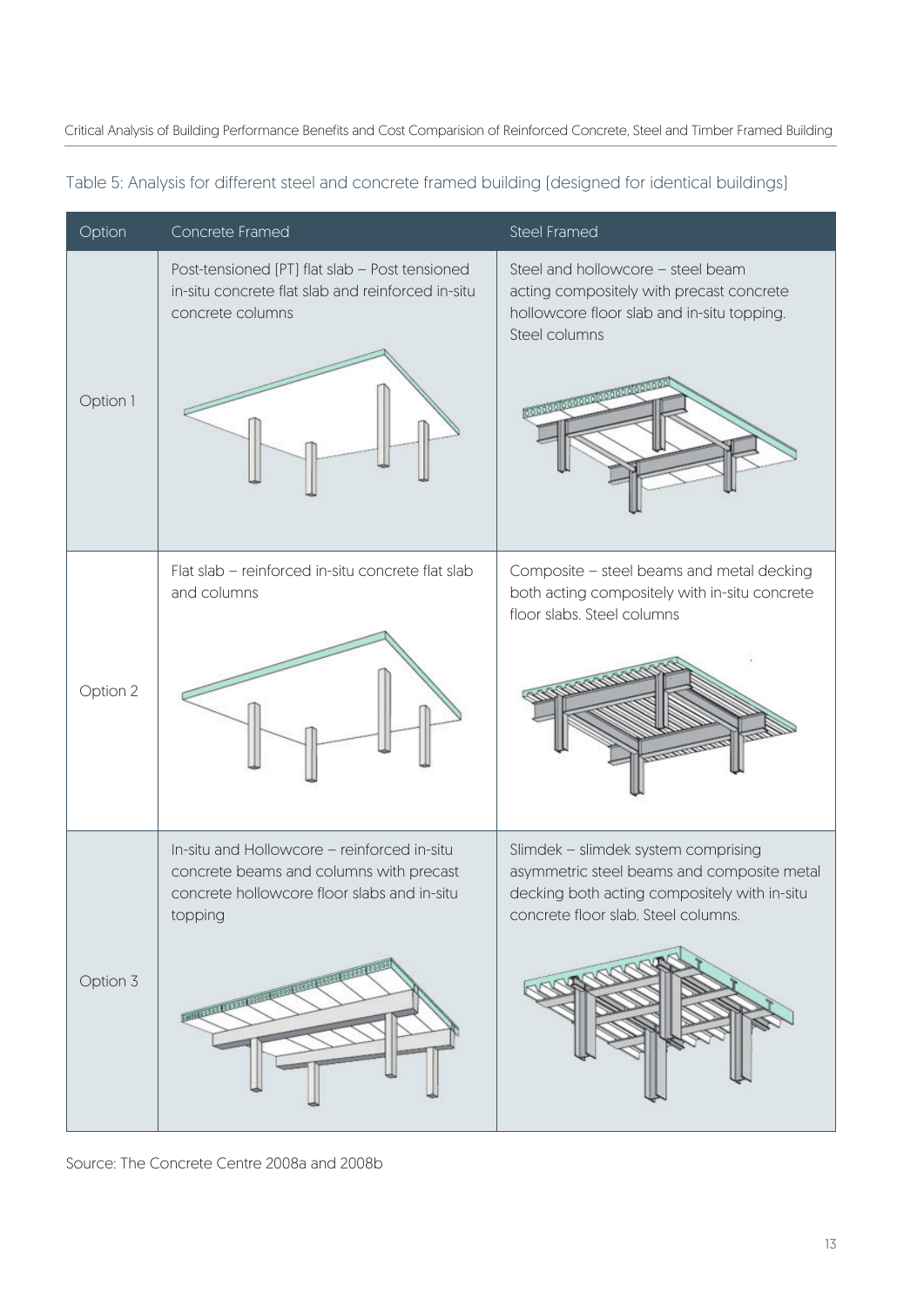Table 5: Analysis for different steel and concrete framed building (designed for identical buildings)

| Option | Concrete Framed | Steel Framed |
|---|---|---|
| Option 1 | Post-tensioned (PT) flat slab – Post tensioned in-situ concrete flat slab and reinforced in-situ concrete columns | Steel and hollowcore – steel beam acting compositely with precast concrete hollowcore floor slab and in-situ topping. Steel columns |
| Option 2 | Flat slab – reinforced in-situ concrete flat slab and columns | Composite – steel beams and metal decking both acting compositely with in-situ concrete floor slabs. Steel columns |
| Option 3 | In-situ and Hollowcore – reinforced in-situ concrete beams and columns with precast concrete hollowcore floor slabs and in-situ topping | Slimdek – slimdek system comprising asymmetric steel beams and composite metal decking both acting compositely with in-situ concrete floor slab. Steel columns. |

Source: The Concrete Centre 2008a and 2008b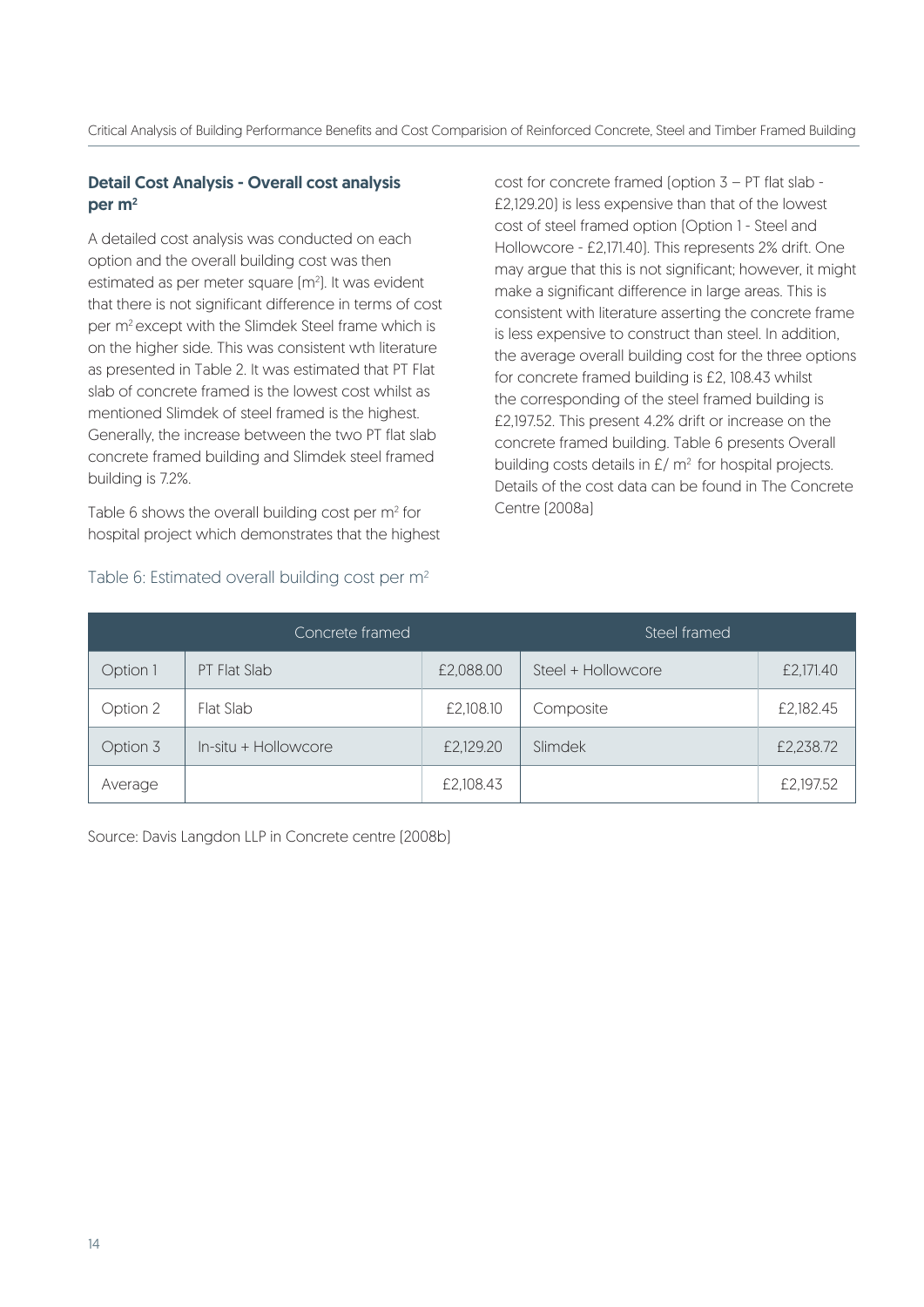### Detail Cost Analysis - Overall cost analysis per m$^2$

A detailed cost analysis was conducted on each option and the overall building cost was then estimated as per meter square (m$^2$). It was evident that there is not significant difference in terms of cost per m$^2$ except with the Slimdek Steel frame which is on the higher side. This was consistent wth literature as presented in Table 2. It was estimated that PT Flat slab of concrete framed is the lowest cost whilst as mentioned Slimdek of steel framed is the highest. Generally, the increase between the two PT flat slab concrete framed building and Slimdek steel framed building is 7.2%.

Table 6 shows the overall building cost per m$^2$ for hospital project which demonstrates that the highest cost for concrete framed (option 3 – PT flat slab - £2,129.20) is less expensive than that of the lowest cost of steel framed option (Option 1 - Steel and Hollowcore - £2,171.40). This represents 2% drift. One may argue that this is not significant; however, it might make a significant difference in large areas. This is consistent with literature asserting the concrete frame is less expensive to construct than steel. In addition, the average overall building cost for the three options for concrete framed building is £2, 108.43 whilst the corresponding of the steel framed building is £2,197.52. This present 4.2% drift or increase on the concrete framed building. Table 6 presents Overall building costs details in £/ m$^2$ for hospital projects. Details of the cost data can be found in The Concrete Centre (2008a)

Table 6: Estimated overall building cost per m$^2$

| | Concrete framed | | Steel framed | |
|---|---|---|---|---|
| Option 1 | PT Flat Slab | £2,088.00 | Steel + Hollowcore | £2,171.40 |
| Option 2 | Flat Slab | £2,108.10 | Composite | £2,182.45 |
| Option 3 | In-situ + Hollowcore | £2,129.20 | Slimdek | £2,238.72 |
| Average | | £2,108.43 | | £2,197.52 |

Source: Davis Langdon LLP in Concrete centre (2008b)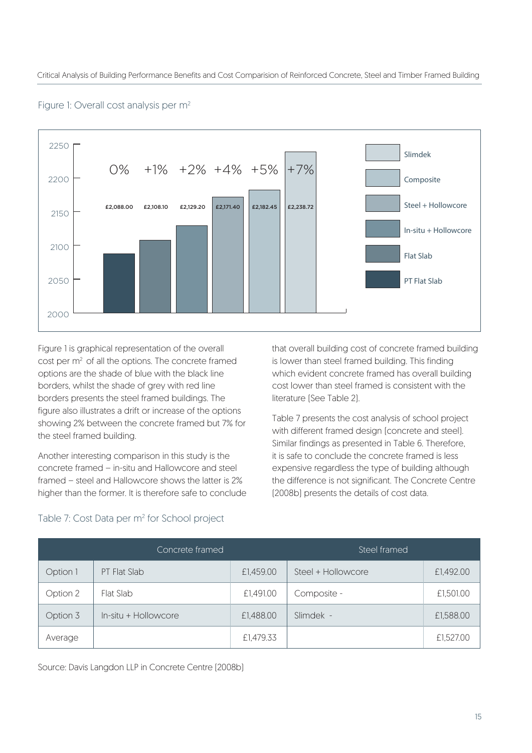Figure 1: Overall cost analysis per m²

2250
2200
2150
2100
2050
2000

0% +1% +2% +4% +5% +7%

£2,088.00 £2,108.10 £2,129.20 £2,171.40 £2,182.45 £2,238.72

Slimdek
Composite
Steel + Hollowcore
In-situ + Hollowcore
Flat Slab
PT Flat Slab

Figure 1 is graphical representation of the overall cost per m² of all the options. The concrete framed options are the shade of blue with the black line borders, whilst the shade of grey with red line borders presents the steel framed buildings. The figure also illustrates a drift or increase of the options showing 2% between the concrete framed but 7% for the steel framed building.

Another interesting comparison in this study is the concrete framed – in-situ and Hallowcore and steel framed – steel and Hallowcore shows the latter is 2% higher than the former. It is therefore safe to conclude that overall building cost of concrete framed building is lower than steel framed building. This finding which evident concrete framed has overall building cost lower than steel framed is consistent with the literature (See Table 2).

Table 7 presents the cost analysis of school project with different framed design (concrete and steel). Similar findings as presented in Table 6. Therefore, it is safe to conclude the concrete framed is less expensive regardless the type of building although the difference is not significant. The Concrete Centre (2008b) presents the details of cost data.

Table 7: Cost Data per m² for School project

| | Concrete framed | | Steel framed | |
|---|---|---|---|---|
| Option 1 | PT Flat Slab | £1,459.00 | Steel + Hollowcore | £1,492.00 |
| Option 2 | Flat Slab | £1,491.00 | Composite - | £1,501.00 |
| Option 3 | In-situ + Hollowcore | £1,488.00 | Slimdek - | £1,588.00 |
| Average | | £1,479.33 | | £1,527.00 |

Source: Davis Langdon LLP in Concrete Centre (2008b)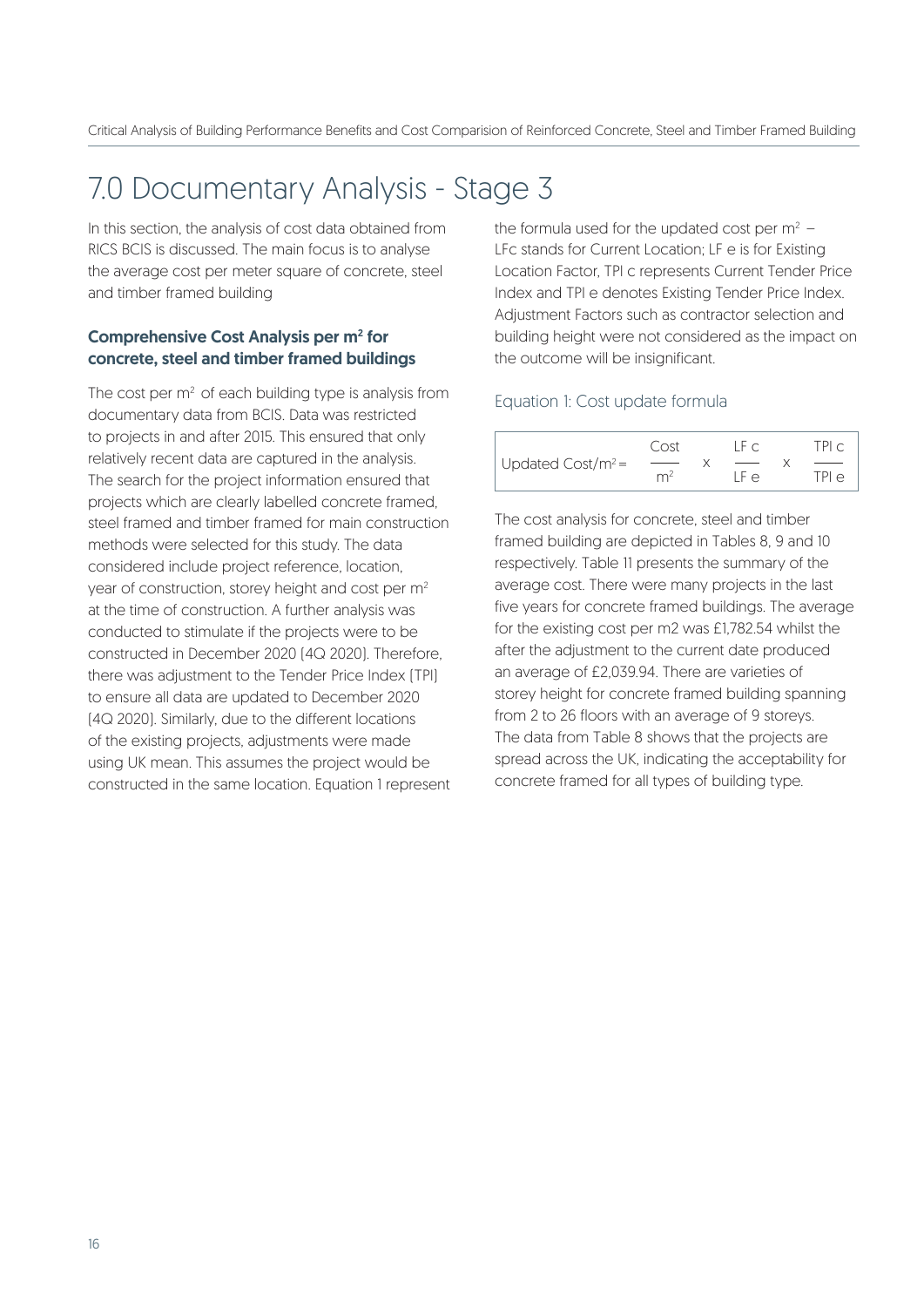# 7.0 Documentary Analysis - Stage 3

In this section, the analysis of cost data obtained from RICS BCIS is discussed. The main focus is to analyse the average cost per meter square of concrete, steel and timber framed building

### Comprehensive Cost Analysis per m² for concrete, steel and timber framed buildings

The cost per m² of each building type is analysis from documentary data from BCIS. Data was restricted to projects in and after 2015. This ensured that only relatively recent data are captured in the analysis. The search for the project information ensured that projects which are clearly labelled concrete framed, steel framed and timber framed for main construction methods were selected for this study. The data considered include project reference, location, year of construction, storey height and cost per m² at the time of construction. A further analysis was conducted to stimulate if the projects were to be constructed in December 2020 (4Q 2020). Therefore, there was adjustment to the Tender Price Index (TPI) to ensure all data are updated to December 2020 (4Q 2020). Similarly, due to the different locations of the existing projects, adjustments were made using UK mean. This assumes the project would be constructed in the same location. Equation 1 represent the formula used for the updated cost per m² – LFc stands for Current Location; LF e is for Existing Location Factor, TPI c represents Current Tender Price Index and TPI e denotes Existing Tender Price Index. Adjustment Factors such as contractor selection and building height were not considered as the impact on the outcome will be insignificant.

Equation 1: Cost update formula

$$\text{Updated Cost/m}^2 = \frac{\text{Cost}}{\text{m}^2} \times \frac{\text{LF c}}{\text{LF e}} \times \frac{\text{TPI c}}{\text{TPI e}}$$

The cost analysis for concrete, steel and timber framed building are depicted in Tables 8, 9 and 10 respectively. Table 11 presents the summary of the average cost. There were many projects in the last five years for concrete framed buildings. The average for the existing cost per m2 was £1,782.54 whilst the after the adjustment to the current date produced an average of £2,039.94. There are varieties of storey height for concrete framed building spanning from 2 to 26 floors with an average of 9 storeys. The data from Table 8 shows that the projects are spread across the UK, indicating the acceptability for concrete framed for all types of building type.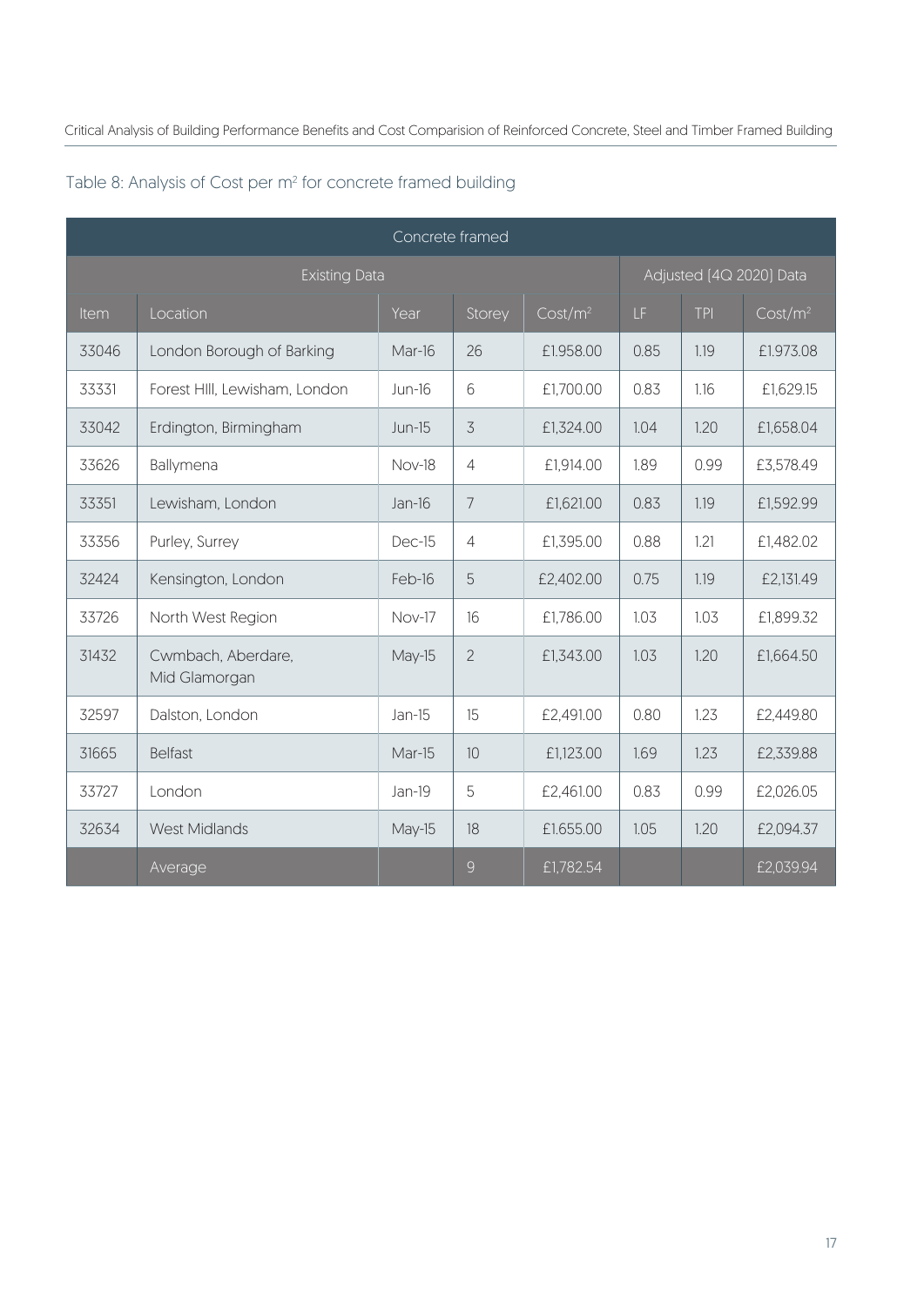## Table 8: Analysis of Cost per m$^2$ for concrete framed building

| Concrete framed | | | | | | | |
|---|---|---|---|---|---|---|---|
| Existing Data | | | | | Adjusted [4Q 2020] Data | | |
| Item | Location | Year | Storey | Cost/m$^2$ | LF | TPI | Cost/m$^2$ |
| 33046 | London Borough of Barking | Mar-16 | 26 | £1.958.00 | 0.85 | 1.19 | £1.973.08 |
| 33331 | Forest HIll, Lewisham, London | Jun-16 | 6 | £1,700.00 | 0.83 | 1.16 | £1,629.15 |
| 33042 | Erdington, Birmingham | Jun-15 | 3 | £1,324.00 | 1.04 | 1.20 | £1,658.04 |
| 33626 | Ballymena | Nov-18 | 4 | £1,914.00 | 1.89 | 0.99 | £3,578.49 |
| 33351 | Lewisham, London | Jan-16 | 7 | £1,621.00 | 0.83 | 1.19 | £1,592.99 |
| 33356 | Purley, Surrey | Dec-15 | 4 | £1,395.00 | 0.88 | 1.21 | £1,482.02 |
| 32424 | Kensington, London | Feb-16 | 5 | £2,402.00 | 0.75 | 1.19 | £2,131.49 |
| 33726 | North West Region | Nov-17 | 16 | £1,786.00 | 1.03 | 1.03 | £1,899.32 |
| 31432 | Cwmbach, Aberdare, Mid Glamorgan | May-15 | 2 | £1,343.00 | 1.03 | 1.20 | £1,664.50 |
| 32597 | Dalston, London | Jan-15 | 15 | £2,491.00 | 0.80 | 1.23 | £2,449.80 |
| 31665 | Belfast | Mar-15 | 10 | £1,123.00 | 1.69 | 1.23 | £2,339.88 |
| 33727 | London | Jan-19 | 5 | £2,461.00 | 0.83 | 0.99 | £2,026.05 |
| 32634 | West Midlands | May-15 | 18 | £1.655.00 | 1.05 | 1.20 | £2,094.37 |
| | Average | | 9 | £1,782.54 | | | £2,039.94 |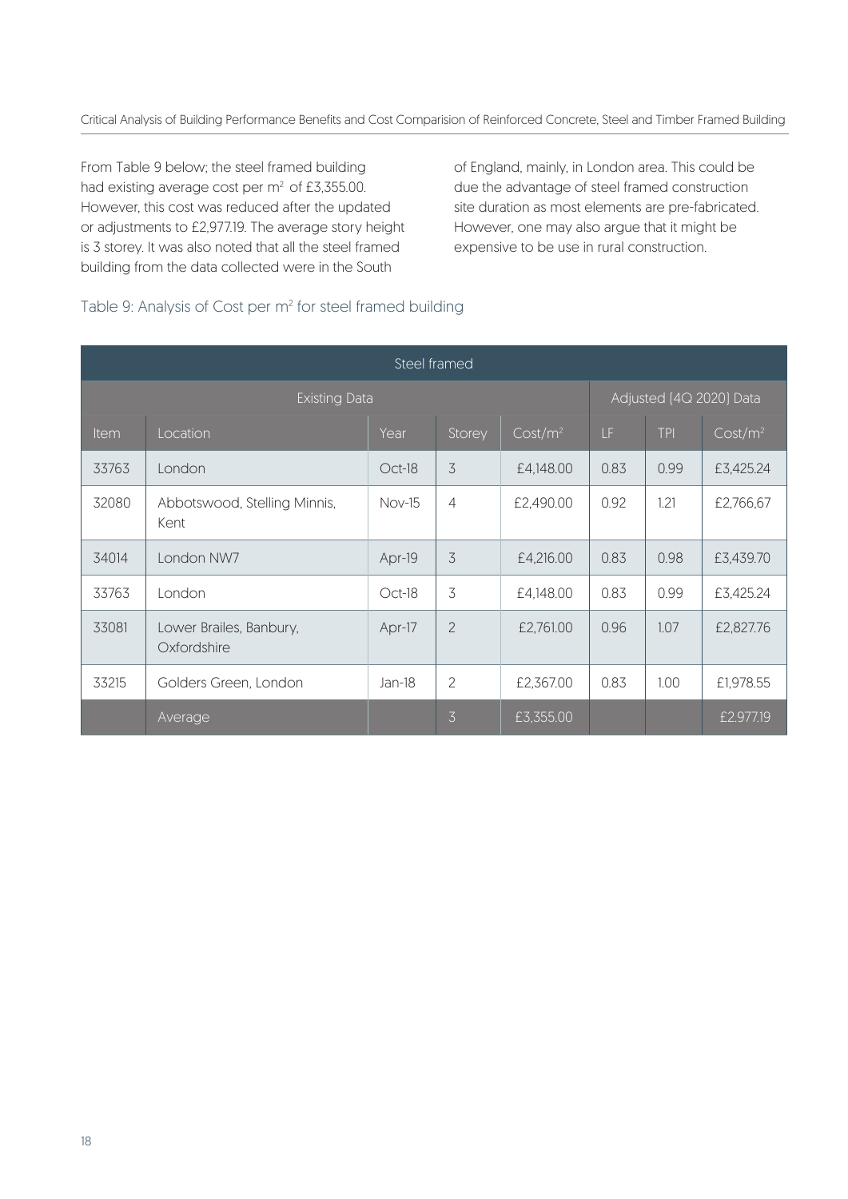From Table 9 below; the steel framed building had existing average cost per m$^2$ of £3,355.00. However, this cost was reduced after the updated or adjustments to £2,977.19. The average story height is 3 storey. It was also noted that all the steel framed building from the data collected were in the South of England, mainly, in London area. This could be due the advantage of steel framed construction site duration as most elements are pre-fabricated. However, one may also argue that it might be expensive to be use in rural construction.

Table 9: Analysis of Cost per m$^2$ for steel framed building

| Steel framed | | | | | | | |
|---|---|---|---|---|---|---|---|
| Existing Data | | | | | Adjusted (4Q 2020) Data | | |
| Item | Location | Year | Storey | Cost/m$^2$ | LF | TPI | Cost/m$^2$ |
| 33763 | London | Oct-18 | 3 | £4,148.00 | 0.83 | 0.99 | £3,425.24 |
| 32080 | Abbotswood, Stelling Minnis, Kent | Nov-15 | 4 | £2,490.00 | 0.92 | 1.21 | £2,766,67 |
| 34014 | London NW7 | Apr-19 | 3 | £4,216.00 | 0.83 | 0.98 | £3,439.70 |
| 33763 | London | Oct-18 | 3 | £4,148.00 | 0.83 | 0.99 | £3,425.24 |
| 33081 | Lower Brailes, Banbury, Oxfordshire | Apr-17 | 2 | £2,761.00 | 0.96 | 1.07 | £2,827.76 |
| 33215 | Golders Green, London | Jan-18 | 2 | £2,367.00 | 0.83 | 1.00 | £1,978.55 |
| | Average | | 3 | £3,355.00 | | | £2.977.19 |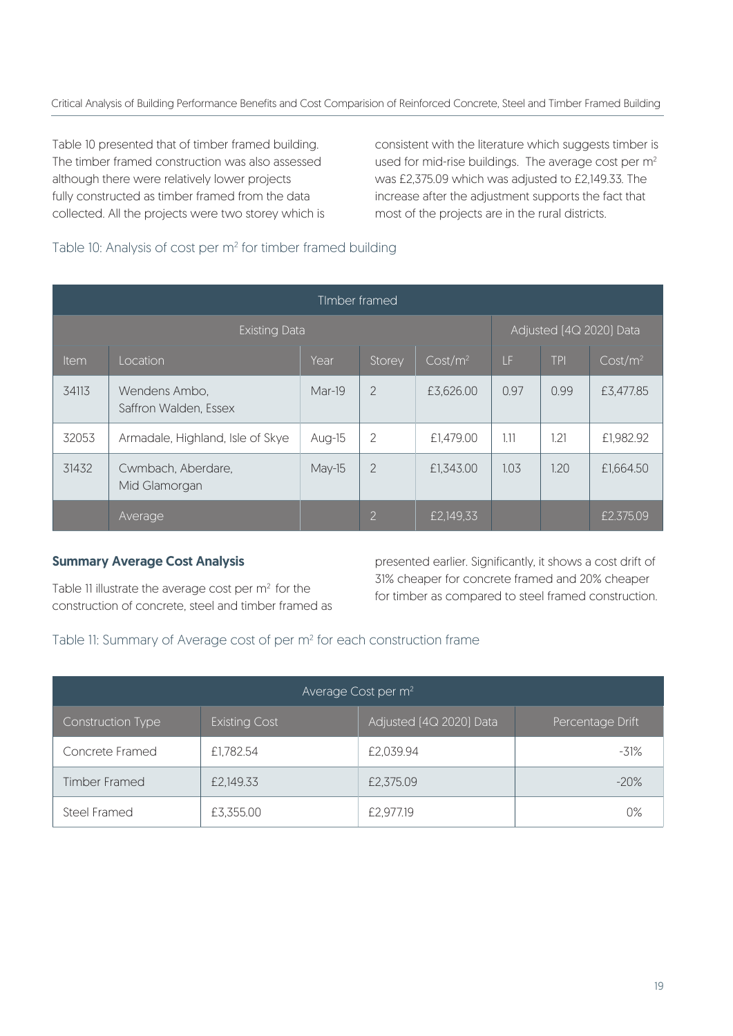Table 10 presented that of timber framed building. The timber framed construction was also assessed although there were relatively lower projects fully constructed as timber framed from the data collected. All the projects were two storey which is consistent with the literature which suggests timber is used for mid-rise buildings. The average cost per m$^2$ was £2,375.09 which was adjusted to £2,149.33. The increase after the adjustment supports the fact that most of the projects are in the rural districts.

Table 10: Analysis of cost per m$^2$ for timber framed building

| TImber framed | | | | | | | |
|---|---|---|---|---|---|---|---|
| Existing Data | | | | | Adjusted [4Q 2020] Data | | |
| Item | Location | Year | Storey | Cost/m$^2$ | LF | TPI | Cost/m$^2$ |
| 34113 | Wendens Ambo, Saffron Walden, Essex | Mar-19 | 2 | £3,626.00 | 0.97 | 0.99 | £3,477.85 |
| 32053 | Armadale, Highland, Isle of Skye | Aug-15 | 2 | £1,479.00 | 1.11 | 1.21 | £1,982.92 |
| 31432 | Cwmbach, Aberdare, Mid Glamorgan | May-15 | 2 | £1,343.00 | 1.03 | 1.20 | £1,664.50 |
| | Average | | 2 | £2,149.33 | | | £2.375.09 |

**Summary Average Cost Analysis**

Table 11 illustrate the average cost per m$^2$ for the construction of concrete, steel and timber framed as presented earlier. Significantly, it shows a cost drift of 31% cheaper for concrete framed and 20% cheaper for timber as compared to steel framed construction.

Table 11: Summary of Average cost of per m$^2$ for each construction frame

| Average Cost per m$^2$ | | | |
|---|---|---|---|
| Construction Type | Existing Cost | Adjusted [4Q 2020] Data | Percentage Drift |
| Concrete Framed | £1,782.54 | £2,039.94 | -31% |
| Timber Framed | £2,149.33 | £2,375.09 | -20% |
| Steel Framed | £3,355.00 | £2,977.19 | 0% |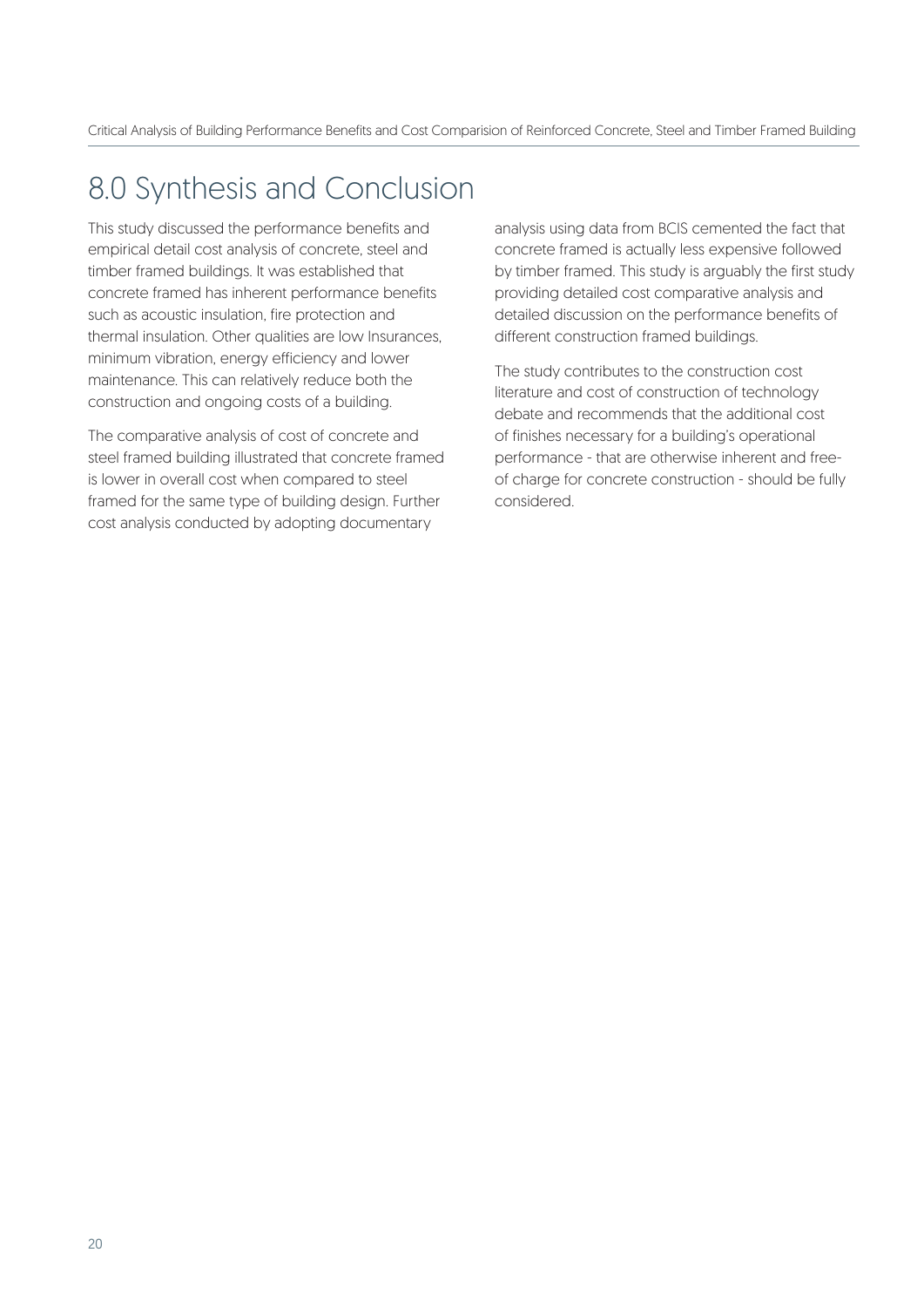# 8.0 Synthesis and Conclusion

This study discussed the performance benefits and empirical detail cost analysis of concrete, steel and timber framed buildings. It was established that concrete framed has inherent performance benefits such as acoustic insulation, fire protection and thermal insulation. Other qualities are low Insurances, minimum vibration, energy efficiency and lower maintenance. This can relatively reduce both the construction and ongoing costs of a building.

The comparative analysis of cost of concrete and steel framed building illustrated that concrete framed is lower in overall cost when compared to steel framed for the same type of building design. Further cost analysis conducted by adopting documentary analysis using data from BCIS cemented the fact that concrete framed is actually less expensive followed by timber framed. This study is arguably the first study providing detailed cost comparative analysis and detailed discussion on the performance benefits of different construction framed buildings.

The study contributes to the construction cost literature and cost of construction of technology debate and recommends that the additional cost of finishes necessary for a building's operational performance - that are otherwise inherent and free-of charge for concrete construction - should be fully considered.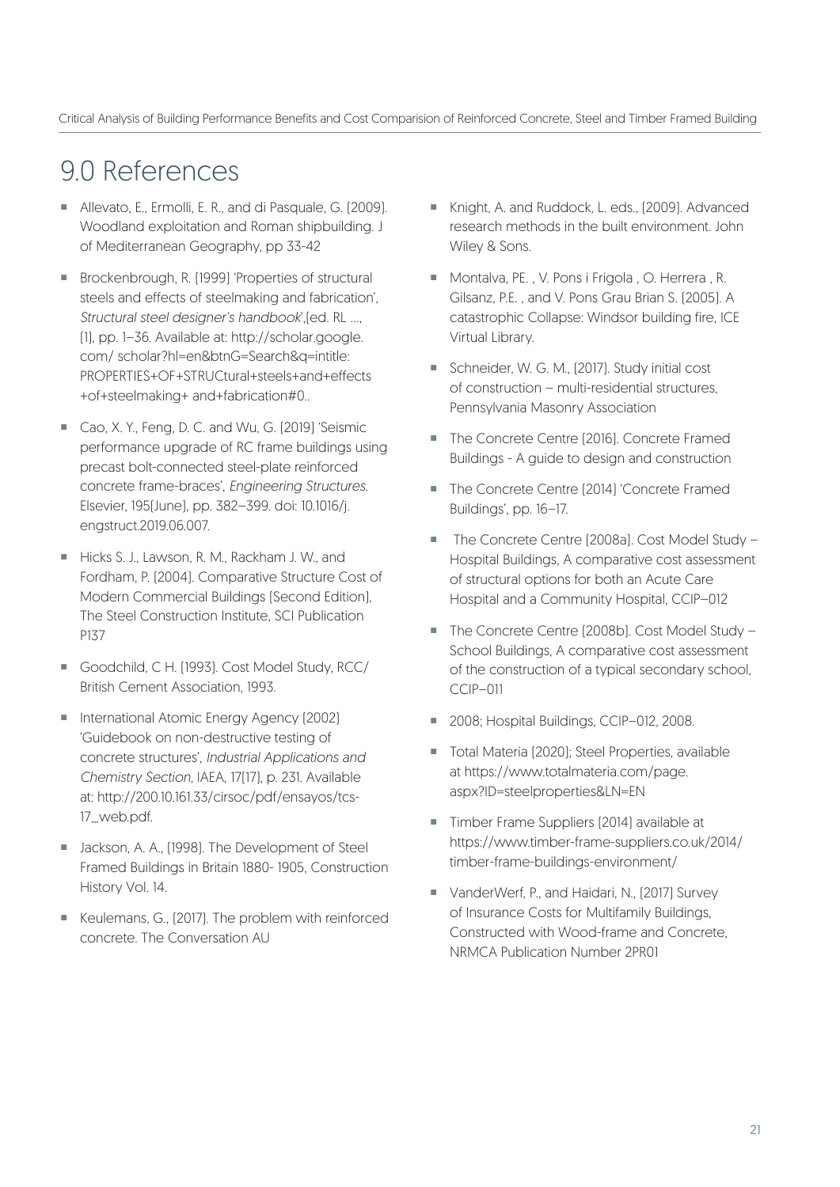# 9.0 References

- Allevato, E., Ermolli, E. R., and di Pasquale, G. (2009). Woodland exploitation and Roman shipbuilding. J of Mediterranean Geography, pp 33-42
- Brockenbrough, R. (1999) 'Properties of structural steels and effects of steelmaking and fabrication', *Structural steel designer's handbook'*,(ed. RL ..., (1), pp. 1–36. Available at: http://scholar.google.com/ scholar?hl=en&btnG=Search&q=intitle:PROPERTIES+OF+STRUCtural+steels+and+effects+of+steelmaking+ and+fabrication#0..
- Cao, X. Y., Feng, D. C. and Wu, G. (2019) 'Seismic performance upgrade of RC frame buildings using precast bolt-connected steel-plate reinforced concrete frame-braces', *Engineering Structures*. Elsevier, 195(June), pp. 382–399. doi: 10.1016/j.engstruct.2019.06.007.
- Hicks S. J., Lawson, R. M., Rackham J. W., and Fordham, P. (2004). Comparative Structure Cost of Modern Commercial Buildings (Second Edition), The Steel Construction Institute, SCI Publication P137
- Goodchild, C H. (1993). Cost Model Study, RCC/British Cement Association, 1993.
- International Atomic Energy Agency (2002) 'Guidebook on non-destructive testing of concrete structures', *Industrial Applications and Chemistry Section*, IAEA, 17(17), p. 231. Available at: http://200.10.161.33/cirsoc/pdf/ensayos/tcs-17_web.pdf.
- Jackson, A. A., (1998). The Development of Steel Framed Buildings in Britain 1880- 1905, Construction History Vol. 14.
- Keulemans, G., (2017). The problem with reinforced concrete. The Conversation AU
- Knight, A. and Ruddock, L. eds., (2009). Advanced research methods in the built environment. John Wiley & Sons.
- Montalva, PE. , V. Pons i Frigola , O. Herrera , R. Gilsanz, P.E. , and V. Pons Grau Brian S. (2005). A catastrophic Collapse: Windsor building fire, ICE Virtual Library.
- Schneider, W. G. M., (2017). Study initial cost of construction – multi-residential structures, Pennsylvania Masonry Association
- The Concrete Centre (2016). Concrete Framed Buildings - A guide to design and construction
- The Concrete Centre (2014) 'Concrete Framed Buildings', pp. 16–17.
- The Concrete Centre (2008a). Cost Model Study – Hospital Buildings, A comparative cost assessment of structural options for both an Acute Care Hospital and a Community Hospital, CCIP–012
- The Concrete Centre (2008b). Cost Model Study – School Buildings, A comparative cost assessment of the construction of a typical secondary school, CCIP–011
- 2008; Hospital Buildings, CCIP–012, 2008.
- Total Materia (2020); Steel Properties, available at https://www.totalmateria.com/page.aspx?ID=steelproperties&LN=EN
- Timber Frame Suppliers (2014) available at https://www.timber-frame-suppliers.co.uk/2014/timber-frame-buildings-environment/
- VanderWerf, P., and Haidari, N., (2017) Survey of Insurance Costs for Multifamily Buildings, Constructed with Wood-frame and Concrete, NRMCA Publication Number 2PR01